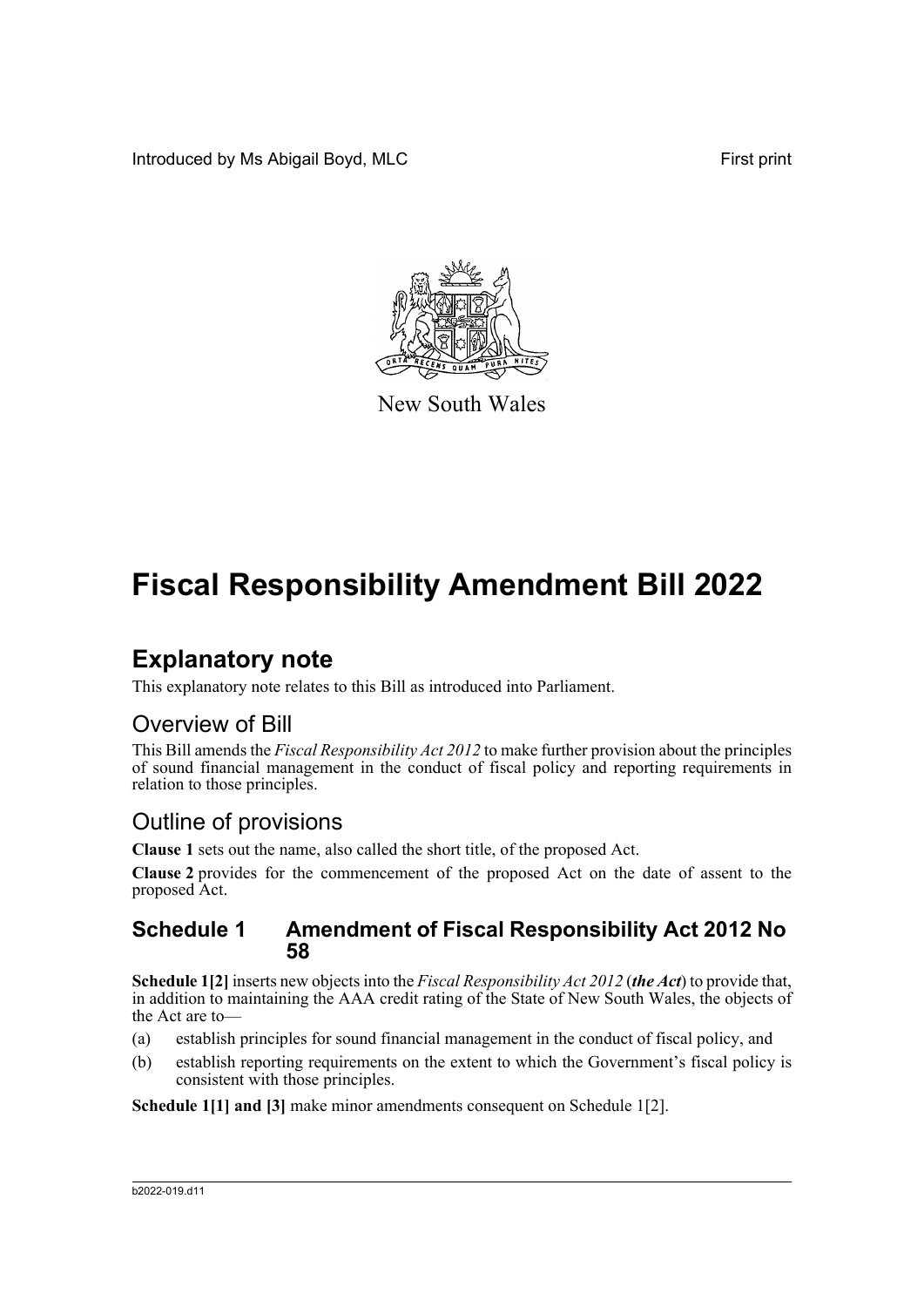Introduced by Ms Abigail Boyd, MLC

First print

New South Wales

# Fiscal Responsibility Amendment Bill 2022

## Explanatory note

This explanatory note relates to this Bill as introduced into Parliament.

### Overview of Bill

This Bill amends the *Fiscal Responsibility Act 2012* to make further provision about the principles of sound financial management in the conduct of fiscal policy and reporting requirements in relation to those principles.

### Outline of provisions

**Clause 1** sets out the name, also called the short title, of the proposed Act.

**Clause 2** provides for the commencement of the proposed Act on the date of assent to the proposed Act.

### Schedule 1 Amendment of Fiscal Responsibility Act 2012 No 58

**Schedule 1[2]** inserts new objects into the *Fiscal Responsibility Act 2012* (***the Act***) to provide that, in addition to maintaining the AAA credit rating of the State of New South Wales, the objects of the Act are to—

(a) establish principles for sound financial management in the conduct of fiscal policy, and

(b) establish reporting requirements on the extent to which the Government's fiscal policy is consistent with those principles.

**Schedule 1[1] and [3]** make minor amendments consequent on Schedule 1[2].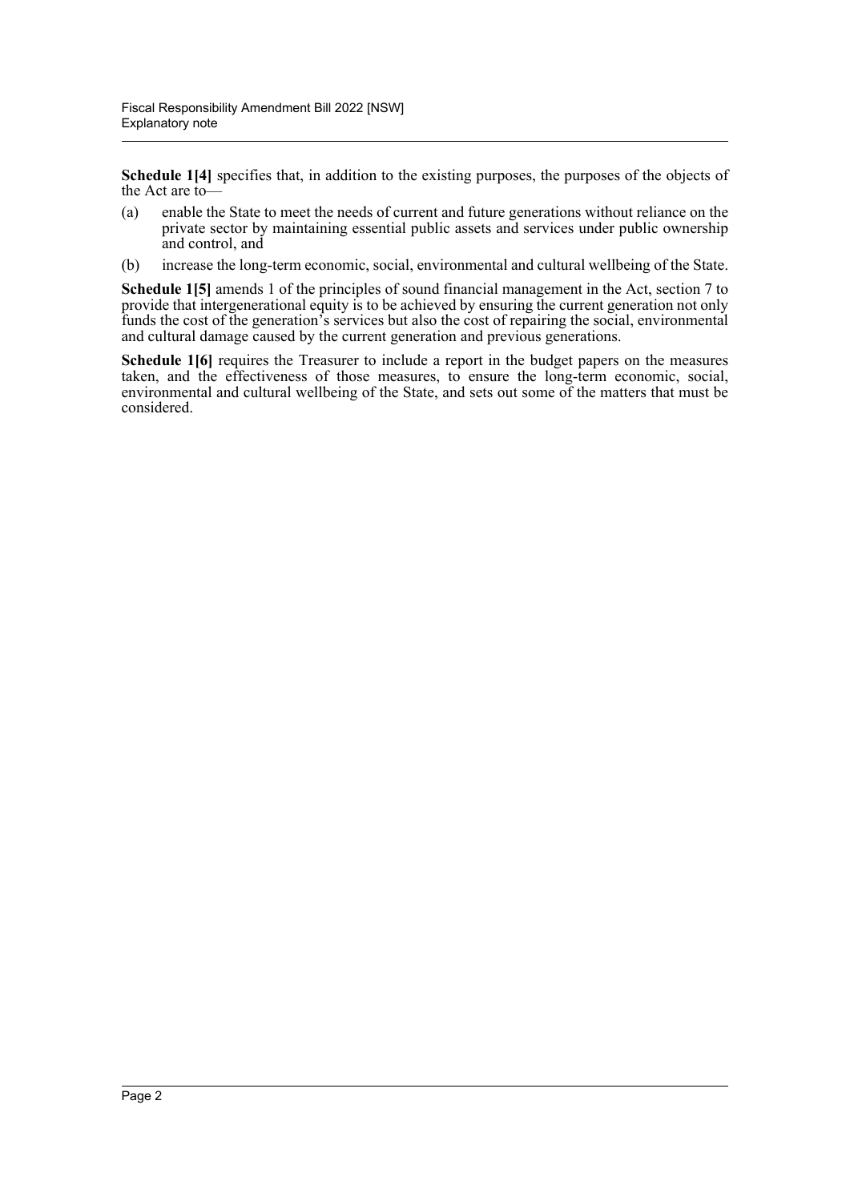**Schedule 1[4]** specifies that, in addition to the existing purposes, the purposes of the objects of the Act are to—

(a) enable the State to meet the needs of current and future generations without reliance on the private sector by maintaining essential public assets and services under public ownership and control, and

(b) increase the long-term economic, social, environmental and cultural wellbeing of the State.

**Schedule 1[5]** amends 1 of the principles of sound financial management in the Act, section 7 to provide that intergenerational equity is to be achieved by ensuring the current generation not only funds the cost of the generation's services but also the cost of repairing the social, environmental and cultural damage caused by the current generation and previous generations.

**Schedule 1[6]** requires the Treasurer to include a report in the budget papers on the measures taken, and the effectiveness of those measures, to ensure the long-term economic, social, environmental and cultural wellbeing of the State, and sets out some of the matters that must be considered.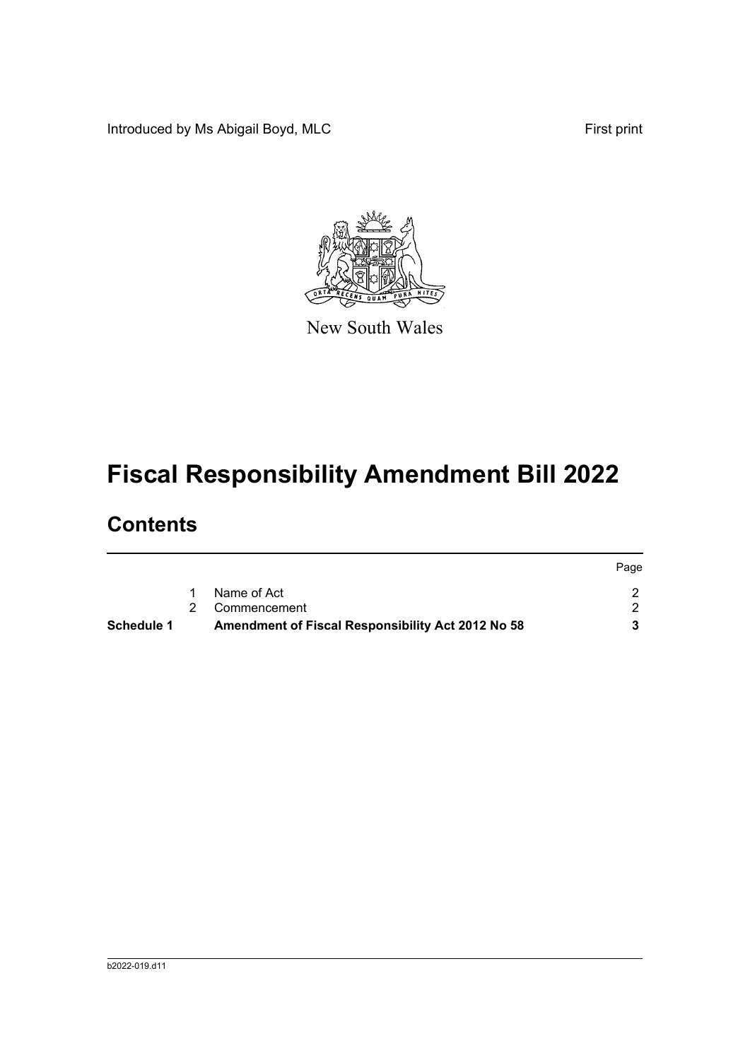Introduced by Ms Abigail Boyd, MLC First print

New South Wales

# Fiscal Responsibility Amendment Bill 2022

## Contents

| | | | Page |
|---|---|---|---|
| | 1 | Name of Act | 2 |
| | 2 | Commencement | 2 |
| **Schedule 1** | | **Amendment of Fiscal Responsibility Act 2012 No 58** | **3** |

b2022-019.d11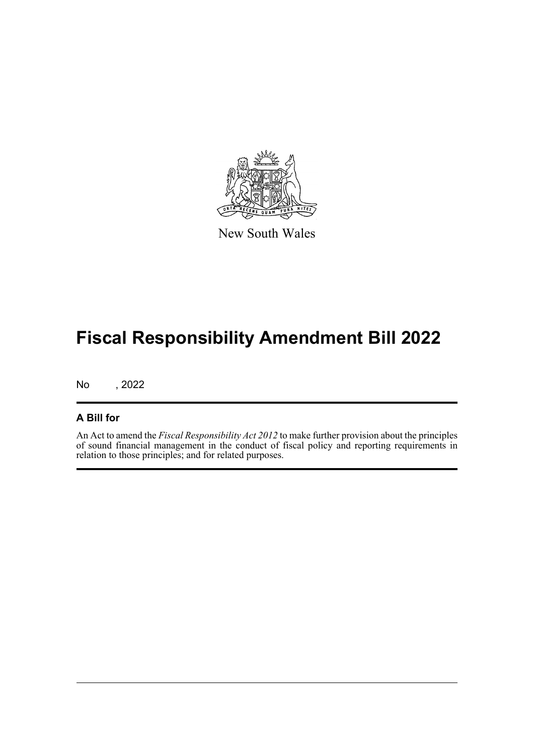New South Wales

# Fiscal Responsibility Amendment Bill 2022

No , 2022

## A Bill for

An Act to amend the *Fiscal Responsibility Act 2012* to make further provision about the principles of sound financial management in the conduct of fiscal policy and reporting requirements in relation to those principles; and for related purposes.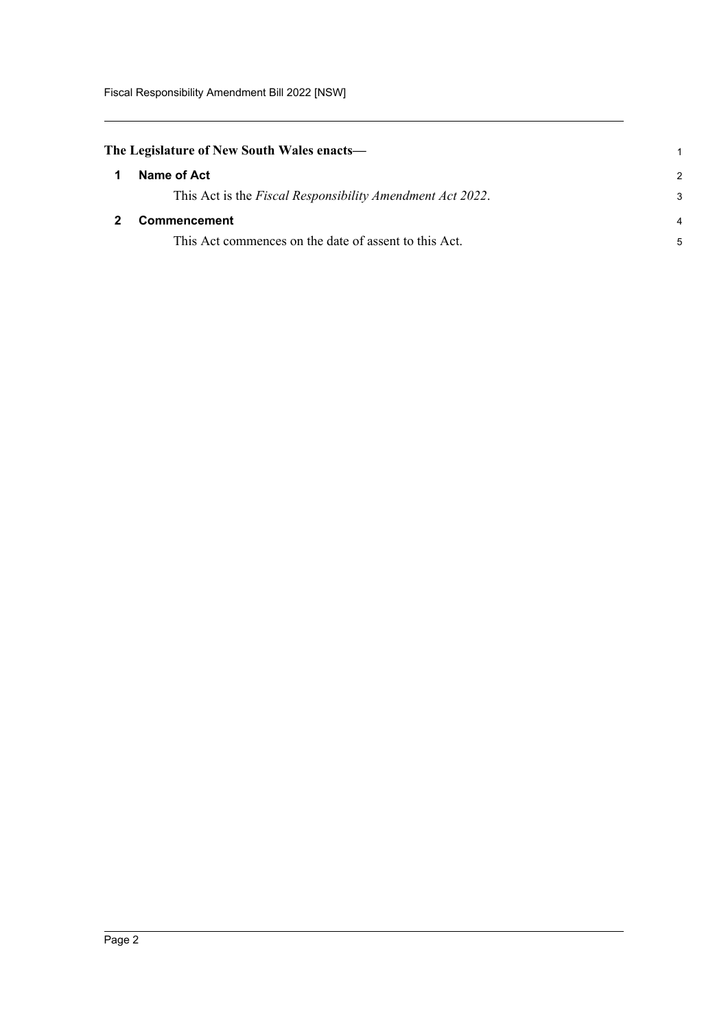**The Legislature of New South Wales enacts—**

## 1 Name of Act

This Act is the *Fiscal Responsibility Amendment Act 2022*.

## 2 Commencement

This Act commences on the date of assent to this Act.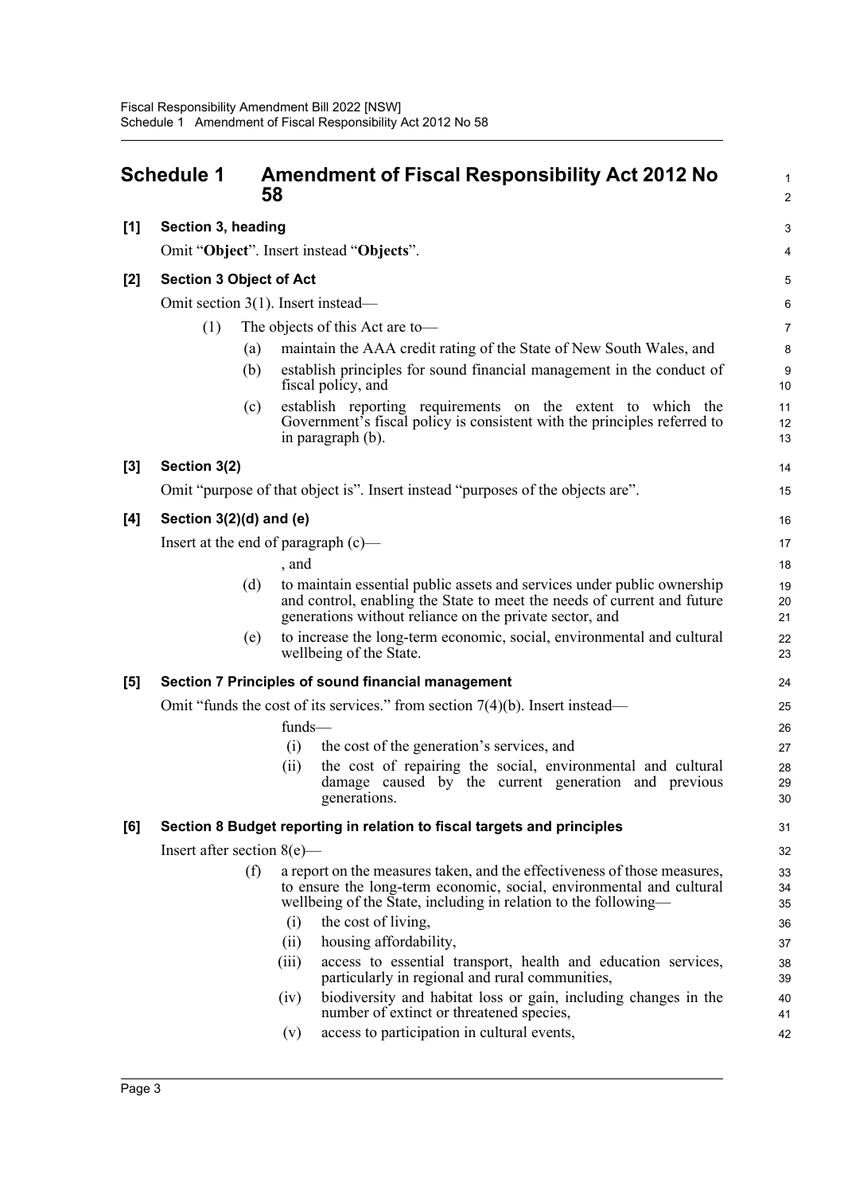## Schedule 1 Amendment of Fiscal Responsibility Act 2012 No 58

**[1] Section 3, heading**

Omit "**Object**". Insert instead "**Objects**".

**[2] Section 3 Object of Act**

Omit section 3(1). Insert instead—

(1) The objects of this Act are to—

(a) maintain the AAA credit rating of the State of New South Wales, and

(b) establish principles for sound financial management in the conduct of fiscal policy, and

(c) establish reporting requirements on the extent to which the Government's fiscal policy is consistent with the principles referred to in paragraph (b).

**[3] Section 3(2)**

Omit "purpose of that object is". Insert instead "purposes of the objects are".

**[4] Section 3(2)(d) and (e)**

Insert at the end of paragraph (c)—

, and

(d) to maintain essential public assets and services under public ownership and control, enabling the State to meet the needs of current and future generations without reliance on the private sector, and

(e) to increase the long-term economic, social, environmental and cultural wellbeing of the State.

**[5] Section 7 Principles of sound financial management**

Omit "funds the cost of its services." from section 7(4)(b). Insert instead—

funds—

(i) the cost of the generation's services, and

(ii) the cost of repairing the social, environmental and cultural damage caused by the current generation and previous generations.

**[6] Section 8 Budget reporting in relation to fiscal targets and principles**

Insert after section 8(e)—

(f) a report on the measures taken, and the effectiveness of those measures, to ensure the long-term economic, social, environmental and cultural wellbeing of the State, including in relation to the following—

(i) the cost of living,

(ii) housing affordability,

(iii) access to essential transport, health and education services, particularly in regional and rural communities,

(iv) biodiversity and habitat loss or gain, including changes in the number of extinct or threatened species,

(v) access to participation in cultural events,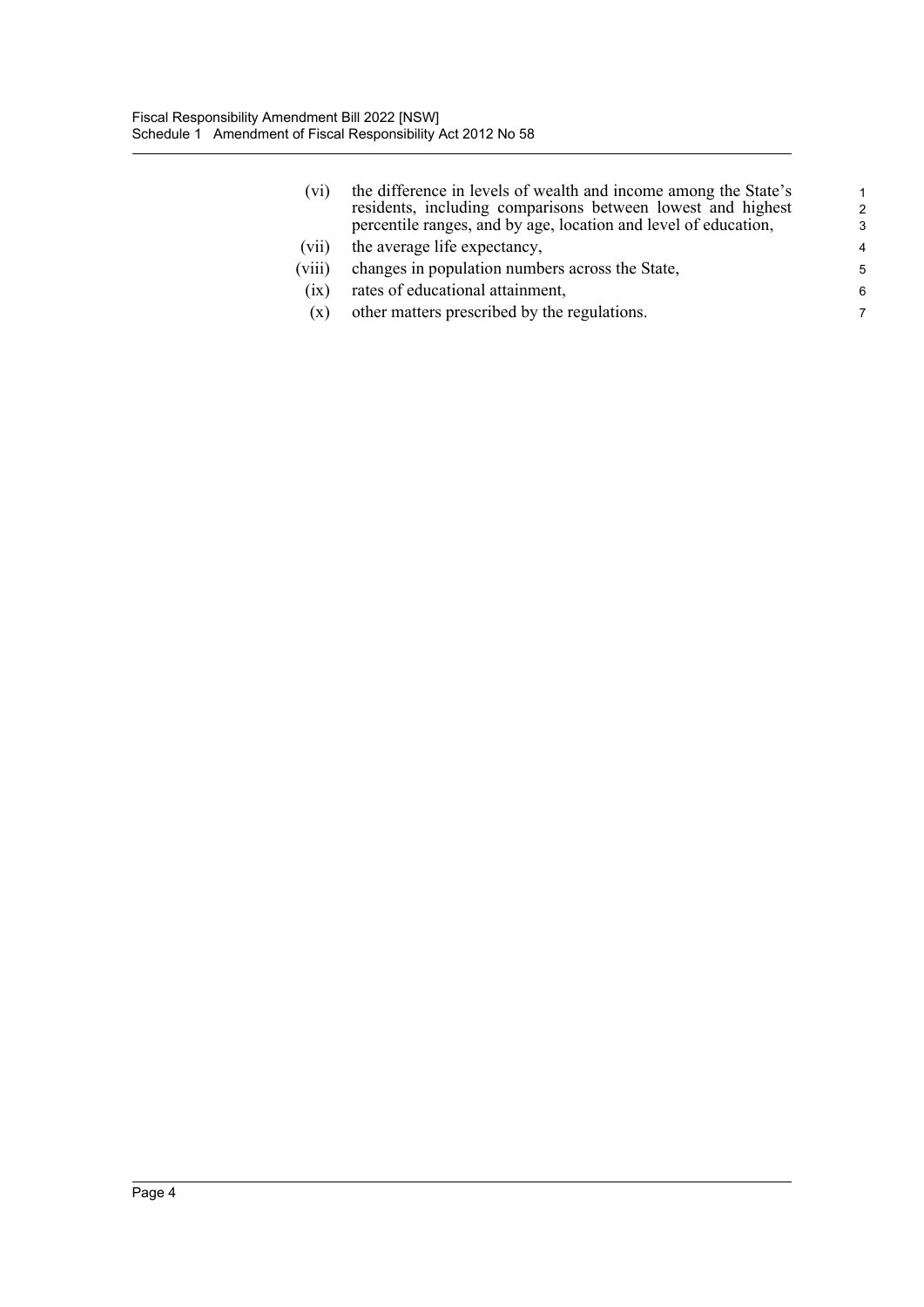(vi) the difference in levels of wealth and income among the State's residents, including comparisons between lowest and highest percentile ranges, and by age, location and level of education,

(vii) the average life expectancy,

(viii) changes in population numbers across the State,

(ix) rates of educational attainment,

(x) other matters prescribed by the regulations.